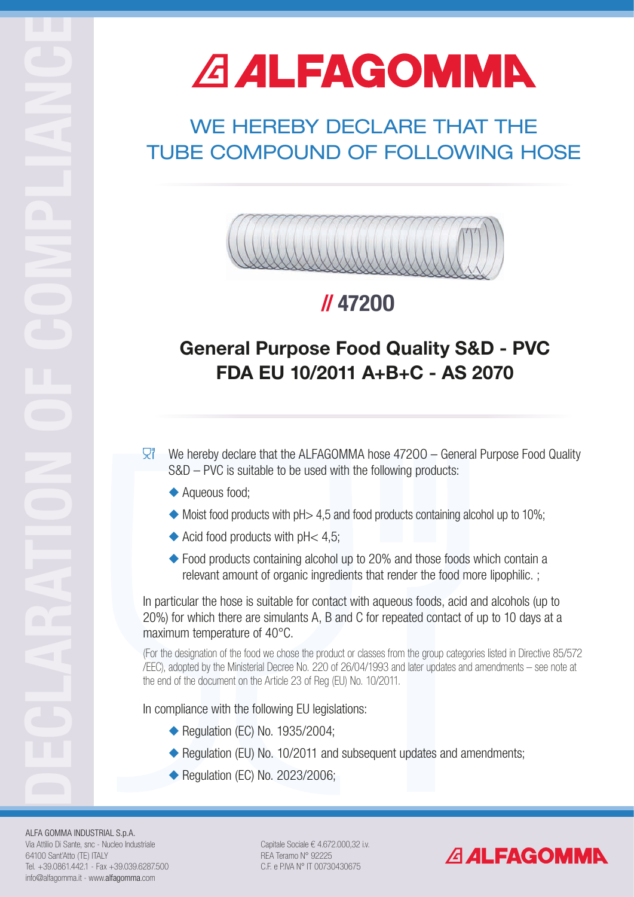# ALFAGOMMA

## WE HEREBY DECLARE THAT THE TUBE COMPOUND OF FOLLOWING HOSE

## // 47200

## General Purpose Food Quality S&D - PVC FDA EU 10/2011 A+B+C - AS 2070

We hereby declare that the ALFAGOMMA hose 47200 – General Purpose Food Quality S&D – PVC is suitable to be used with the following products:

- Aqueous food;
- Moist food products with pH> 4,5 and food products containing alcohol up to 10%;
- Acid food products with pH< 4,5;
- Food products containing alcohol up to 20% and those foods which contain a relevant amount of organic ingredients that render the food more lipophilic. ;

In particular the hose is suitable for contact with aqueous foods, acid and alcohols (up to 20%) for which there are simulants A, B and C for repeated contact of up to 10 days at a maximum temperature of 40°C.

(For the designation of the food we chose the product or classes from the group categories listed in Directive 85/572 /EEC), adopted by the Ministerial Decree No. 220 of 26/04/1993 and later updates and amendments – see note at the end of the document on the Article 23 of Reg (EU) No. 10/2011.

In compliance with the following EU legislations:

- Regulation (EC) No. 1935/2004;
- Regulation (EU) No. 10/2011 and subsequent updates and amendments;
- Regulation (EC) No. 2023/2006;

ALFA GOMMA INDUSTRIAL S.p.A.
Via Attilio Di Sante, snc - Nucleo Industriale
64100 Sant'Atto (TE) ITALY
Tel. +39.0861.442.1 - Fax +39.039.6287.500
info@alfagomma.it - www.alfagomma.com

Capitale Sociale € 4.672.000,32 i.v.
REA Teramo N° 92225
C.F. e P.IVA N° IT 00730430675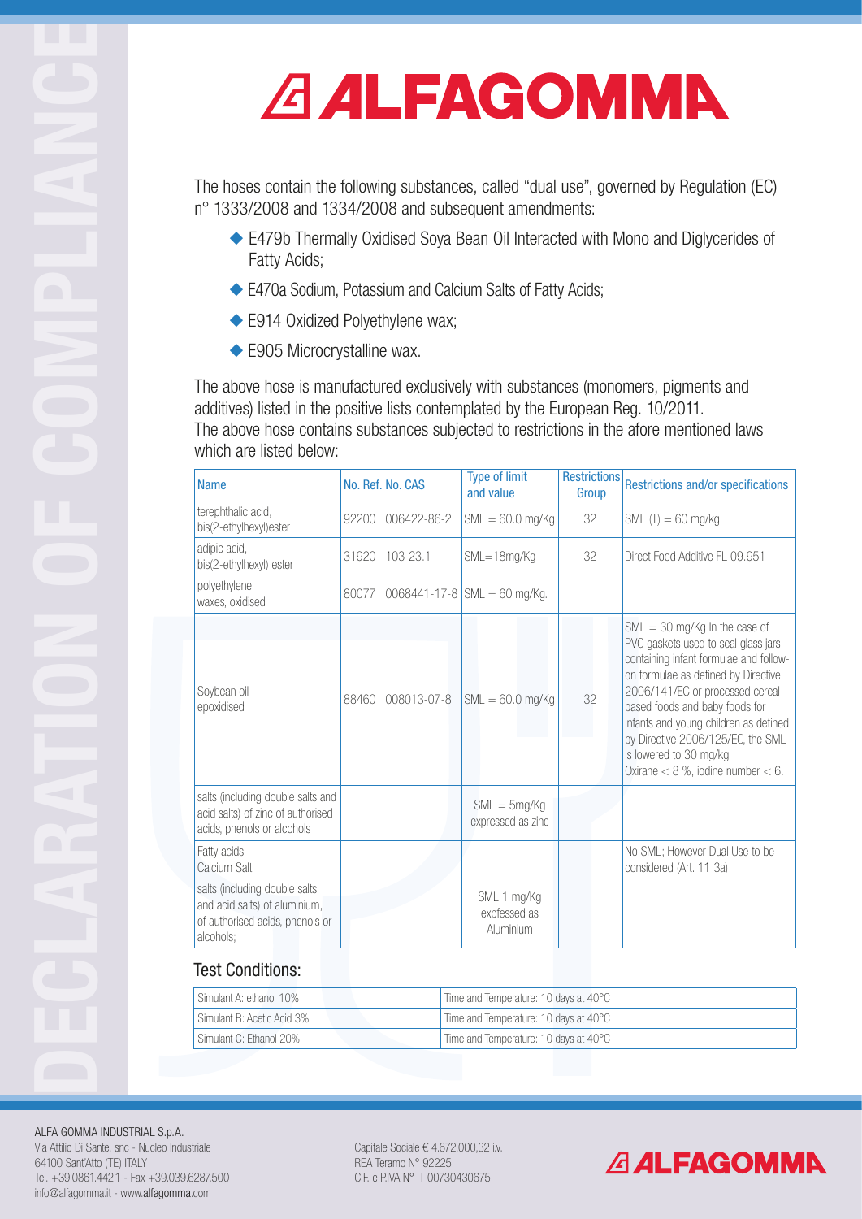The hoses contain the following substances, called "dual use", governed by Regulation (EC) n° 1333/2008 and 1334/2008 and subsequent amendments:

- E479b Thermally Oxidised Soya Bean Oil Interacted with Mono and Diglycerides of Fatty Acids;
- E470a Sodium, Potassium and Calcium Salts of Fatty Acids;
- E914 Oxidized Polyethylene wax;
- E905 Microcrystalline wax.

The above hose is manufactured exclusively with substances (monomers, pigments and additives) listed in the positive lists contemplated by the European Reg. 10/2011.
The above hose contains substances subjected to restrictions in the afore mentioned laws which are listed below:

| Name | No. Ref. | No. CAS | Type of limit and value | Restrictions Group | Restrictions and/or specifications |
|---|---|---|---|---|---|
| terephthalic acid, bis(2-ethylhexyl)ester | 92200 | 006422-86-2 | SML = 60.0 mg/Kg | 32 | SML (T) = 60 mg/kg |
| adipic acid, bis(2-ethylhexyl) ester | 31920 | 103-23.1 | SML=18mg/Kg | 32 | Direct Food Additive FL 09.951 |
| polyethylene waxes, oxidised | 80077 | 0068441-17-8 | SML = 60 mg/Kg. | | |
| Soybean oil epoxidised | 88460 | 008013-07-8 | SML = 60.0 mg/Kg | 32 | SML = 30 mg/Kg In the case of PVC gaskets used to seal glass jars containing infant formulae and follow-on formulae as defined by Directive 2006/141/EC or processed cereal-based foods and baby foods for infants and young children as defined by Directive 2006/125/EC, the SML is lowered to 30 mg/kg. Oxirane < 8 %, iodine number < 6. |
| salts (including double salts and acid salts) of zinc of authorised acids, phenols or alcohols | | | SML = 5mg/Kg expressed as zinc | | |
| Fatty acids Calcium Salt | | | | | No SML; However Dual Use to be considered (Art. 11 3a) |
| salts (including double salts and acid salts) of aluminium, of authorised acids, phenols or alcohols; | | | SML 1 mg/Kg expfessed as Aluminium | | |

## Test Conditions:

| | |
|---|---|
| Simulant A: ethanol 10% | Time and Temperature: 10 days at 40°C |
| Simulant B: Acetic Acid 3% | Time and Temperature: 10 days at 40°C |
| Simulant C: Ethanol 20% | Time and Temperature: 10 days at 40°C |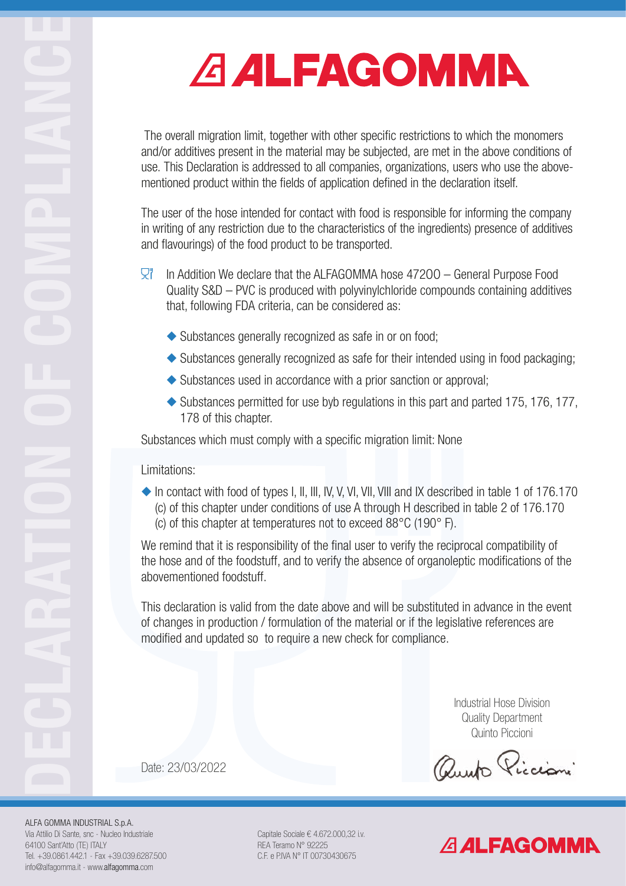# ALFAGOMMA

The overall migration limit, together with other specific restrictions to which the monomers and/or additives present in the material may be subjected, are met in the above conditions of use. This Declaration is addressed to all companies, organizations, users who use the above-mentioned product within the fields of application defined in the declaration itself.

The user of the hose intended for contact with food is responsible for informing the company in writing of any restriction due to the characteristics of the ingredients) presence of additives and flavourings) of the food product to be transported.

In Addition We declare that the ALFAGOMMA hose 47200 – General Purpose Food Quality S&D – PVC is produced with polyvinylchloride compounds containing additives that, following FDA criteria, can be considered as:

- Substances generally recognized as safe in or on food;
- Substances generally recognized as safe for their intended using in food packaging;
- Substances used in accordance with a prior sanction or approval;
- Substances permitted for use byb regulations in this part and parted 175, 176, 177, 178 of this chapter.

Substances which must comply with a specific migration limit: None

Limitations:

- In contact with food of types I, II, III, IV, V, VI, VII, VIII and IX described in table 1 of 176.170 (c) of this chapter under conditions of use A through H described in table 2 of 176.170 (c) of this chapter at temperatures not to exceed 88°C (190° F).

We remind that it is responsibility of the final user to verify the reciprocal compatibility of the hose and of the foodstuff, and to verify the absence of organoleptic modifications of the abovementioned foodstuff.

This declaration is valid from the date above and will be substituted in advance in the event of changes in production / formulation of the material or if the legislative references are modified and updated so to require a new check for compliance.

Industrial Hose Division
Quality Department
Quinto Piccioni

Date: 23/03/2022

ALFA GOMMA INDUSTRIAL S.p.A.
Via Attilio Di Sante, snc - Nucleo Industriale
64100 Sant'Atto (TE) ITALY
Tel. +39.0861.442.1 - Fax +39.039.6287.500
info@alfagomma.it - www.alfagomma.com

Capitale Sociale € 4.672.000,32 i.v.
REA Teramo N° 92225
C.F. e P.IVA N° IT 00730430675